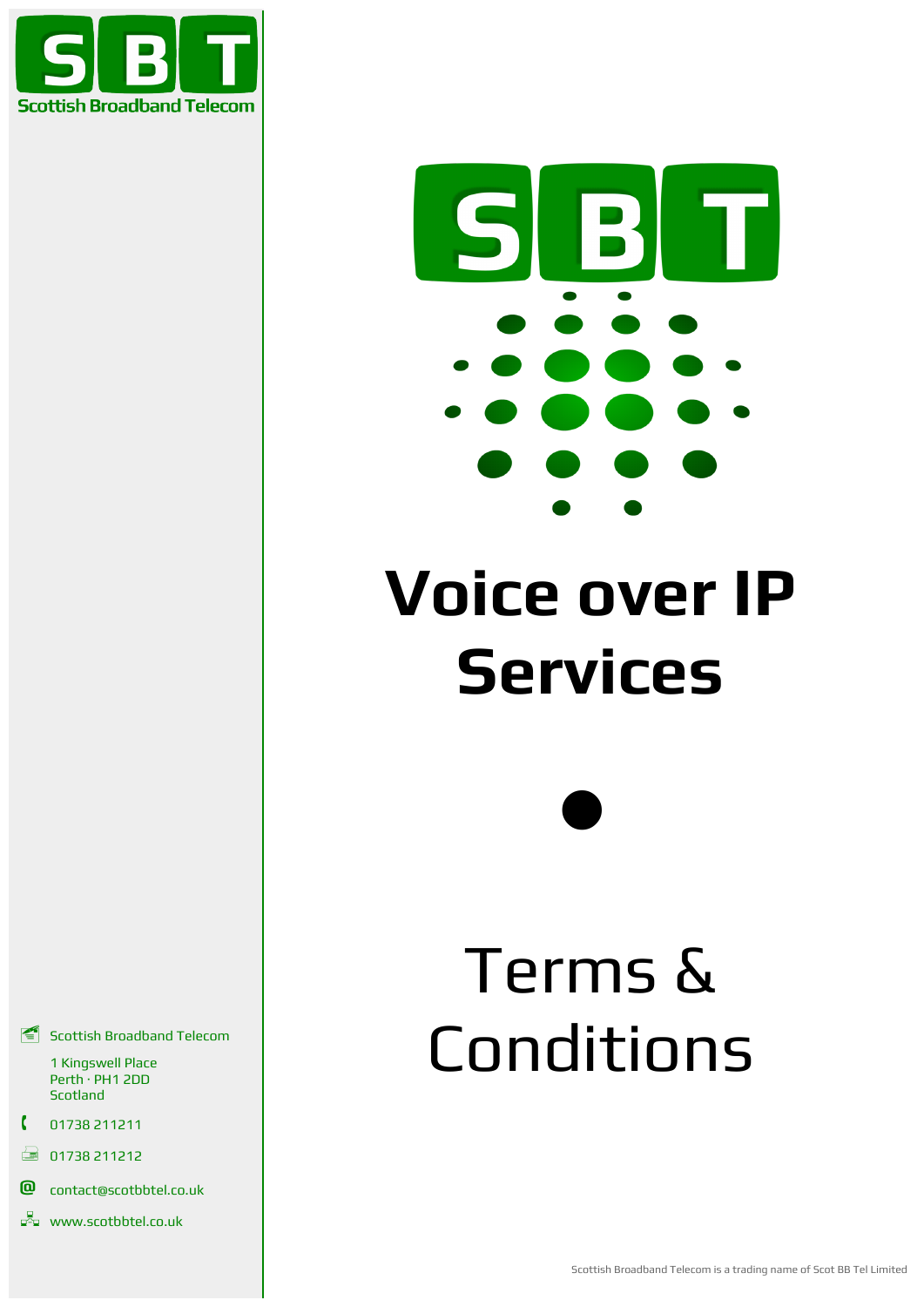Scottish Broadband Telecom

# Voice over IP Services

# Terms & Conditions

Scottish Broadband Telecom

1 Kingswell Place
Perth · PH1 2DD
Scotland

01738 211211

01738 211212

contact@scotbbtel.co.uk

www.scotbbtel.co.uk

Scottish Broadband Telecom is a trading name of Scot BB Tel Limited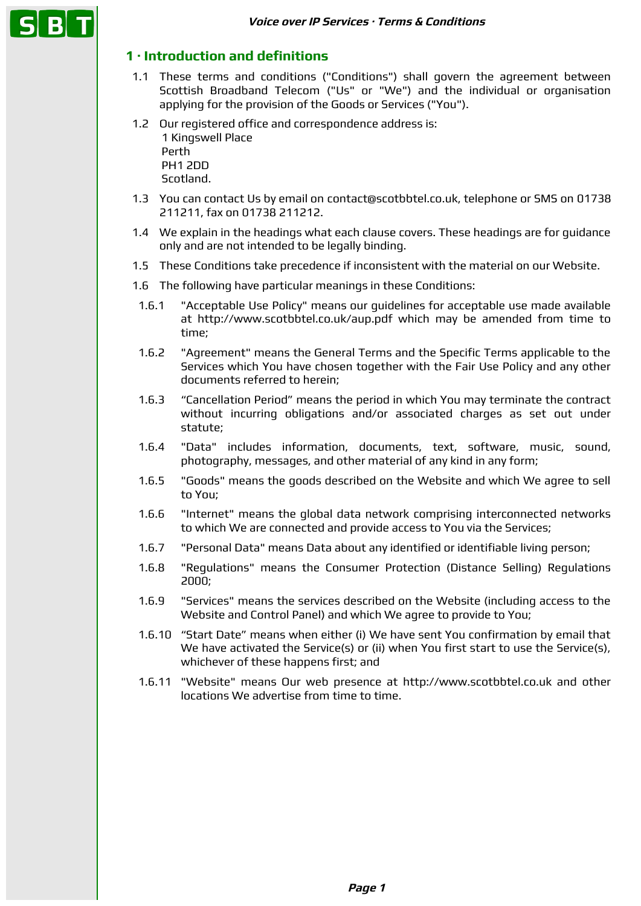## 1 · Introduction and definitions

1.1 These terms and conditions ("Conditions") shall govern the agreement between Scottish Broadband Telecom ("Us" or "We") and the individual or organisation applying for the provision of the Goods or Services ("You").

1.2 Our registered office and correspondence address is:
1 Kingswell Place
Perth
PH1 2DD
Scotland.

1.3 You can contact Us by email on contact@scotbbtel.co.uk, telephone or SMS on 01738 211211, fax on 01738 211212.

1.4 We explain in the headings what each clause covers. These headings are for guidance only and are not intended to be legally binding.

1.5 These Conditions take precedence if inconsistent with the material on our Website.

1.6 The following have particular meanings in these Conditions:

1.6.1 "Acceptable Use Policy" means our guidelines for acceptable use made available at http://www.scotbbtel.co.uk/aup.pdf which may be amended from time to time;

1.6.2 "Agreement" means the General Terms and the Specific Terms applicable to the Services which You have chosen together with the Fair Use Policy and any other documents referred to herein;

1.6.3 "Cancellation Period" means the period in which You may terminate the contract without incurring obligations and/or associated charges as set out under statute;

1.6.4 "Data" includes information, documents, text, software, music, sound, photography, messages, and other material of any kind in any form;

1.6.5 "Goods" means the goods described on the Website and which We agree to sell to You;

1.6.6 "Internet" means the global data network comprising interconnected networks to which We are connected and provide access to You via the Services;

1.6.7 "Personal Data" means Data about any identified or identifiable living person;

1.6.8 "Regulations" means the Consumer Protection (Distance Selling) Regulations 2000;

1.6.9 "Services" means the services described on the Website (including access to the Website and Control Panel) and which We agree to provide to You;

1.6.10 "Start Date" means when either (i) We have sent You confirmation by email that We have activated the Service(s) or (ii) when You first start to use the Service(s), whichever of these happens first; and

1.6.11 "Website" means Our web presence at http://www.scotbbtel.co.uk and other locations We advertise from time to time.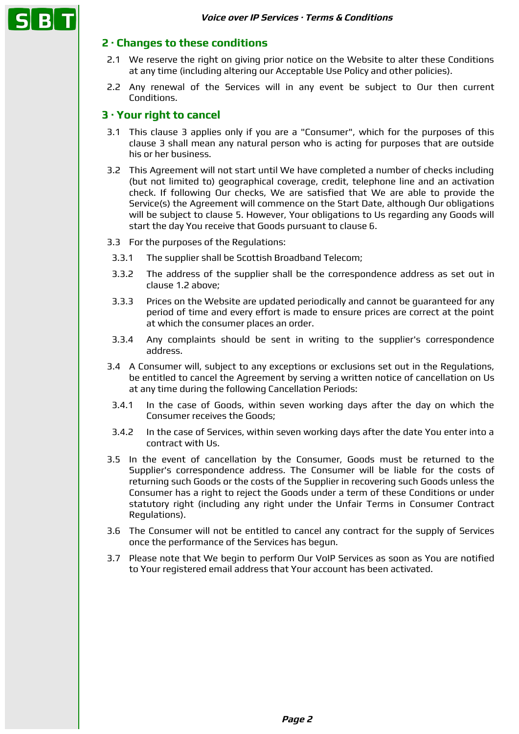## 2 · Changes to these conditions

2.1 We reserve the right on giving prior notice on the Website to alter these Conditions at any time (including altering our Acceptable Use Policy and other policies).

2.2 Any renewal of the Services will in any event be subject to Our then current Conditions.

## 3 · Your right to cancel

3.1 This clause 3 applies only if you are a "Consumer", which for the purposes of this clause 3 shall mean any natural person who is acting for purposes that are outside his or her business.

3.2 This Agreement will not start until We have completed a number of checks including (but not limited to) geographical coverage, credit, telephone line and an activation check. If following Our checks, We are satisfied that We are able to provide the Service(s) the Agreement will commence on the Start Date, although Our obligations will be subject to clause 5. However, Your obligations to Us regarding any Goods will start the day You receive that Goods pursuant to clause 6.

3.3 For the purposes of the Regulations:

3.3.1 The supplier shall be Scottish Broadband Telecom;

3.3.2 The address of the supplier shall be the correspondence address as set out in clause 1.2 above;

3.3.3 Prices on the Website are updated periodically and cannot be guaranteed for any period of time and every effort is made to ensure prices are correct at the point at which the consumer places an order.

3.3.4 Any complaints should be sent in writing to the supplier's correspondence address.

3.4 A Consumer will, subject to any exceptions or exclusions set out in the Regulations, be entitled to cancel the Agreement by serving a written notice of cancellation on Us at any time during the following Cancellation Periods:

3.4.1 In the case of Goods, within seven working days after the day on which the Consumer receives the Goods;

3.4.2 In the case of Services, within seven working days after the date You enter into a contract with Us.

3.5 In the event of cancellation by the Consumer, Goods must be returned to the Supplier's correspondence address. The Consumer will be liable for the costs of returning such Goods or the costs of the Supplier in recovering such Goods unless the Consumer has a right to reject the Goods under a term of these Conditions or under statutory right (including any right under the Unfair Terms in Consumer Contract Regulations).

3.6 The Consumer will not be entitled to cancel any contract for the supply of Services once the performance of the Services has begun.

3.7 Please note that We begin to perform Our VoIP Services as soon as You are notified to Your registered email address that Your account has been activated.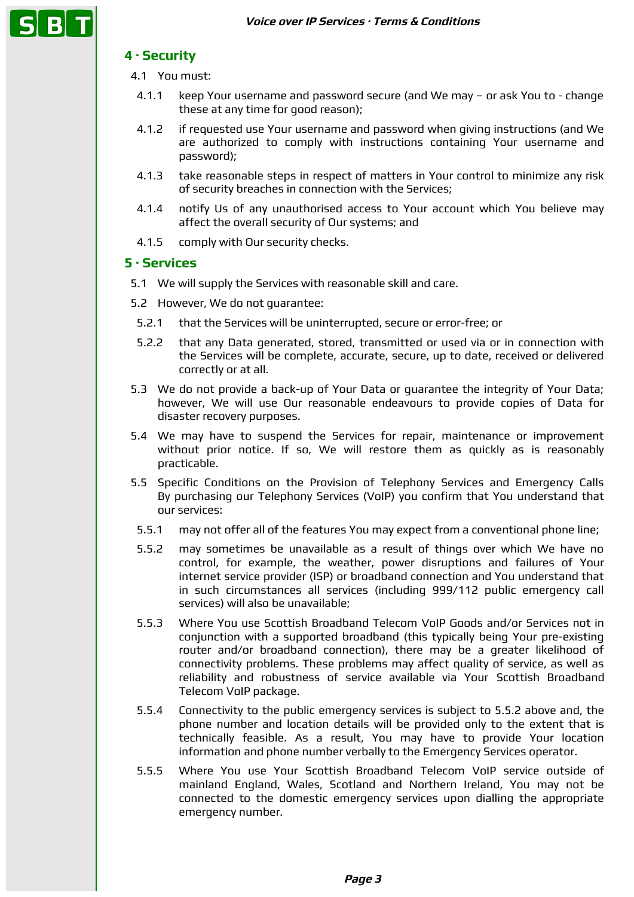## 4 · Security

4.1 You must:

4.1.1 keep Your username and password secure (and We may – or ask You to - change these at any time for good reason);

4.1.2 if requested use Your username and password when giving instructions (and We are authorized to comply with instructions containing Your username and password);

4.1.3 take reasonable steps in respect of matters in Your control to minimize any risk of security breaches in connection with the Services;

4.1.4 notify Us of any unauthorised access to Your account which You believe may affect the overall security of Our systems; and

4.1.5 comply with Our security checks.

## 5 · Services

5.1 We will supply the Services with reasonable skill and care.

5.2 However, We do not guarantee:

5.2.1 that the Services will be uninterrupted, secure or error-free; or

5.2.2 that any Data generated, stored, transmitted or used via or in connection with the Services will be complete, accurate, secure, up to date, received or delivered correctly or at all.

5.3 We do not provide a back-up of Your Data or guarantee the integrity of Your Data; however, We will use Our reasonable endeavours to provide copies of Data for disaster recovery purposes.

5.4 We may have to suspend the Services for repair, maintenance or improvement without prior notice. If so, We will restore them as quickly as is reasonably practicable.

5.5 Specific Conditions on the Provision of Telephony Services and Emergency Calls By purchasing our Telephony Services (VoIP) you confirm that You understand that our services:

5.5.1 may not offer all of the features You may expect from a conventional phone line;

5.5.2 may sometimes be unavailable as a result of things over which We have no control, for example, the weather, power disruptions and failures of Your internet service provider (ISP) or broadband connection and You understand that in such circumstances all services (including 999/112 public emergency call services) will also be unavailable;

5.5.3 Where You use Scottish Broadband Telecom VoIP Goods and/or Services not in conjunction with a supported broadband (this typically being Your pre-existing router and/or broadband connection), there may be a greater likelihood of connectivity problems. These problems may affect quality of service, as well as reliability and robustness of service available via Your Scottish Broadband Telecom VoIP package.

5.5.4 Connectivity to the public emergency services is subject to 5.5.2 above and, the phone number and location details will be provided only to the extent that is technically feasible. As a result, You may have to provide Your location information and phone number verbally to the Emergency Services operator.

5.5.5 Where You use Your Scottish Broadband Telecom VoIP service outside of mainland England, Wales, Scotland and Northern Ireland, You may not be connected to the domestic emergency services upon dialling the appropriate emergency number.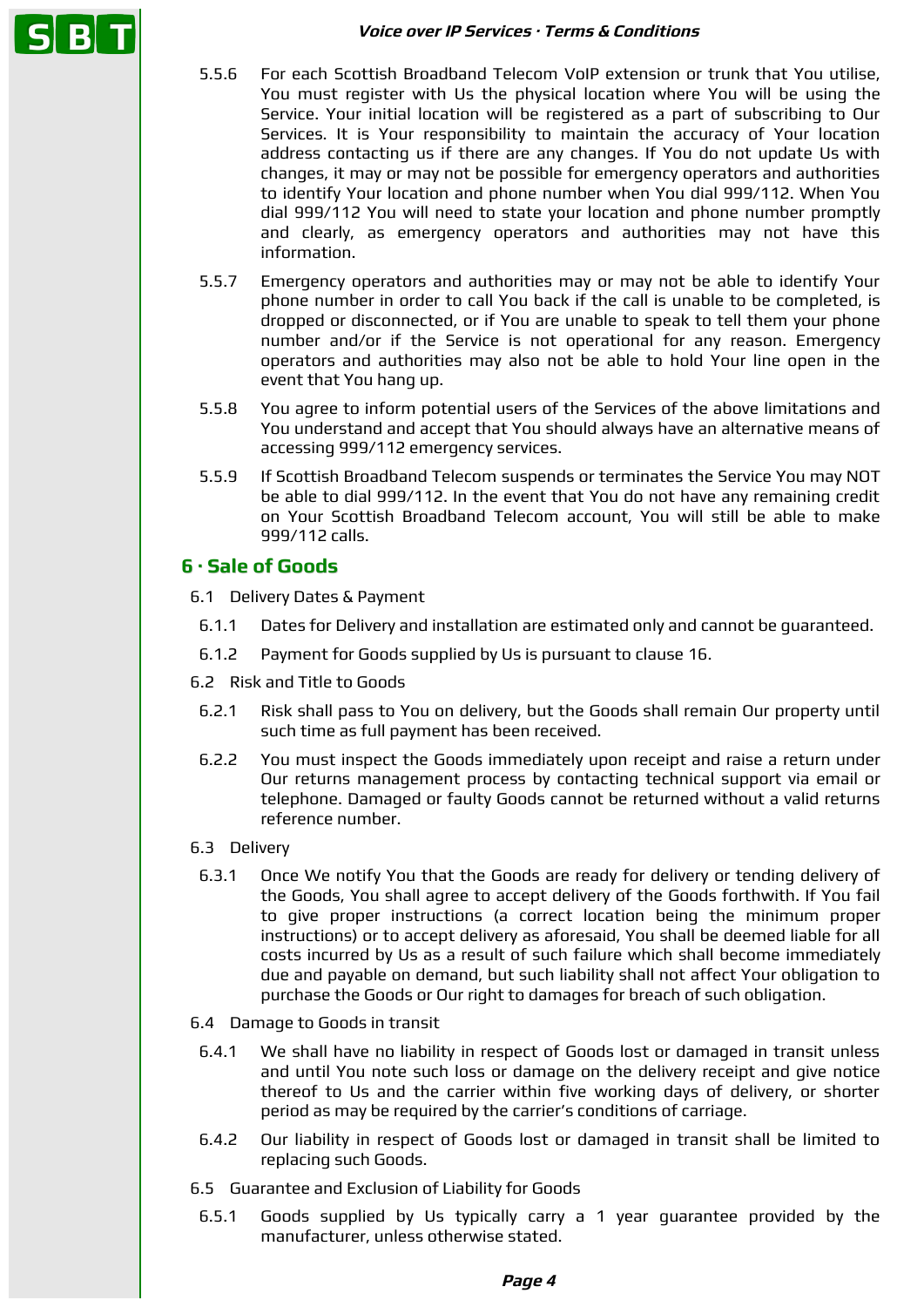5.5.6 For each Scottish Broadband Telecom VoIP extension or trunk that You utilise, You must register with Us the physical location where You will be using the Service. Your initial location will be registered as a part of subscribing to Our Services. It is Your responsibility to maintain the accuracy of Your location address contacting us if there are any changes. If You do not update Us with changes, it may or may not be possible for emergency operators and authorities to identify Your location and phone number when You dial 999/112. When You dial 999/112 You will need to state your location and phone number promptly and clearly, as emergency operators and authorities may not have this information.

5.5.7 Emergency operators and authorities may or may not be able to identify Your phone number in order to call You back if the call is unable to be completed, is dropped or disconnected, or if You are unable to speak to tell them your phone number and/or if the Service is not operational for any reason. Emergency operators and authorities may also not be able to hold Your line open in the event that You hang up.

5.5.8 You agree to inform potential users of the Services of the above limitations and You understand and accept that You should always have an alternative means of accessing 999/112 emergency services.

5.5.9 If Scottish Broadband Telecom suspends or terminates the Service You may NOT be able to dial 999/112. In the event that You do not have any remaining credit on Your Scottish Broadband Telecom account, You will still be able to make 999/112 calls.

## 6 · Sale of Goods

6.1 Delivery Dates & Payment

6.1.1 Dates for Delivery and installation are estimated only and cannot be guaranteed.

6.1.2 Payment for Goods supplied by Us is pursuant to clause 16.

6.2 Risk and Title to Goods

6.2.1 Risk shall pass to You on delivery, but the Goods shall remain Our property until such time as full payment has been received.

6.2.2 You must inspect the Goods immediately upon receipt and raise a return under Our returns management process by contacting technical support via email or telephone. Damaged or faulty Goods cannot be returned without a valid returns reference number.

6.3 Delivery

6.3.1 Once We notify You that the Goods are ready for delivery or tending delivery of the Goods, You shall agree to accept delivery of the Goods forthwith. If You fail to give proper instructions (a correct location being the minimum proper instructions) or to accept delivery as aforesaid, You shall be deemed liable for all costs incurred by Us as a result of such failure which shall become immediately due and payable on demand, but such liability shall not affect Your obligation to purchase the Goods or Our right to damages for breach of such obligation.

6.4 Damage to Goods in transit

6.4.1 We shall have no liability in respect of Goods lost or damaged in transit unless and until You note such loss or damage on the delivery receipt and give notice thereof to Us and the carrier within five working days of delivery, or shorter period as may be required by the carrier's conditions of carriage.

6.4.2 Our liability in respect of Goods lost or damaged in transit shall be limited to replacing such Goods.

6.5 Guarantee and Exclusion of Liability for Goods

6.5.1 Goods supplied by Us typically carry a 1 year guarantee provided by the manufacturer, unless otherwise stated.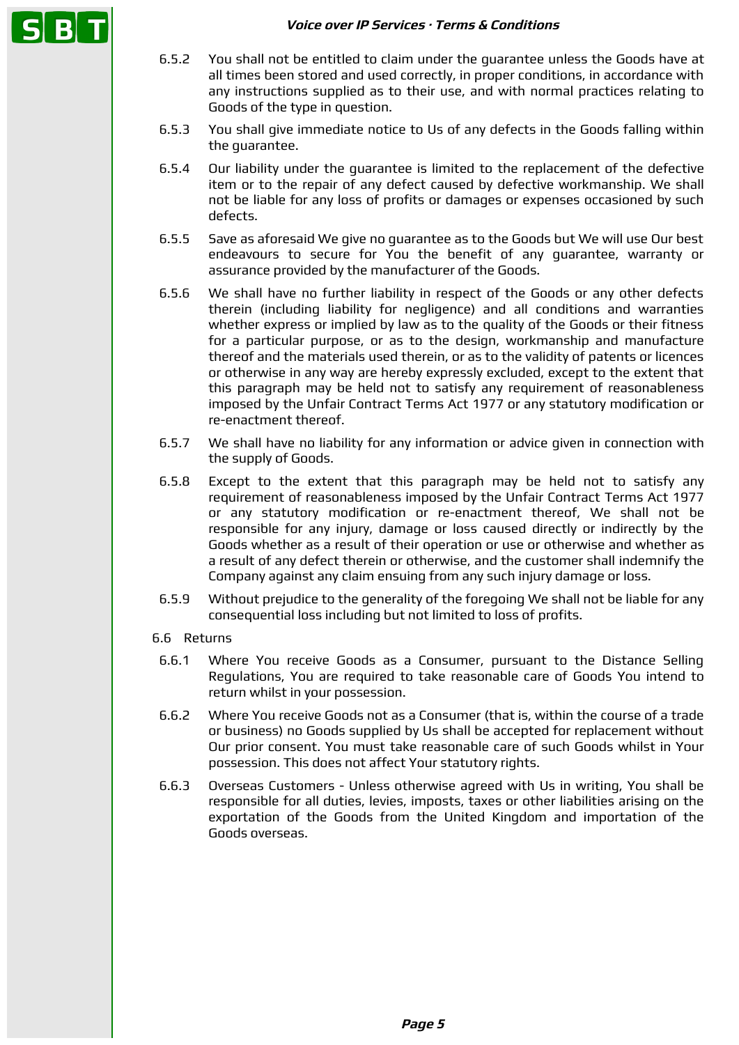6.5.2 You shall not be entitled to claim under the guarantee unless the Goods have at all times been stored and used correctly, in proper conditions, in accordance with any instructions supplied as to their use, and with normal practices relating to Goods of the type in question.

6.5.3 You shall give immediate notice to Us of any defects in the Goods falling within the guarantee.

6.5.4 Our liability under the guarantee is limited to the replacement of the defective item or to the repair of any defect caused by defective workmanship. We shall not be liable for any loss of profits or damages or expenses occasioned by such defects.

6.5.5 Save as aforesaid We give no guarantee as to the Goods but We will use Our best endeavours to secure for You the benefit of any guarantee, warranty or assurance provided by the manufacturer of the Goods.

6.5.6 We shall have no further liability in respect of the Goods or any other defects therein (including liability for negligence) and all conditions and warranties whether express or implied by law as to the quality of the Goods or their fitness for a particular purpose, or as to the design, workmanship and manufacture thereof and the materials used therein, or as to the validity of patents or licences or otherwise in any way are hereby expressly excluded, except to the extent that this paragraph may be held not to satisfy any requirement of reasonableness imposed by the Unfair Contract Terms Act 1977 or any statutory modification or re-enactment thereof.

6.5.7 We shall have no liability for any information or advice given in connection with the supply of Goods.

6.5.8 Except to the extent that this paragraph may be held not to satisfy any requirement of reasonableness imposed by the Unfair Contract Terms Act 1977 or any statutory modification or re-enactment thereof, We shall not be responsible for any injury, damage or loss caused directly or indirectly by the Goods whether as a result of their operation or use or otherwise and whether as a result of any defect therein or otherwise, and the customer shall indemnify the Company against any claim ensuing from any such injury damage or loss.

6.5.9 Without prejudice to the generality of the foregoing We shall not be liable for any consequential loss including but not limited to loss of profits.

6.6 Returns

6.6.1 Where You receive Goods as a Consumer, pursuant to the Distance Selling Regulations, You are required to take reasonable care of Goods You intend to return whilst in your possession.

6.6.2 Where You receive Goods not as a Consumer (that is, within the course of a trade or business) no Goods supplied by Us shall be accepted for replacement without Our prior consent. You must take reasonable care of such Goods whilst in Your possession. This does not affect Your statutory rights.

6.6.3 Overseas Customers - Unless otherwise agreed with Us in writing, You shall be responsible for all duties, levies, imposts, taxes or other liabilities arising on the exportation of the Goods from the United Kingdom and importation of the Goods overseas.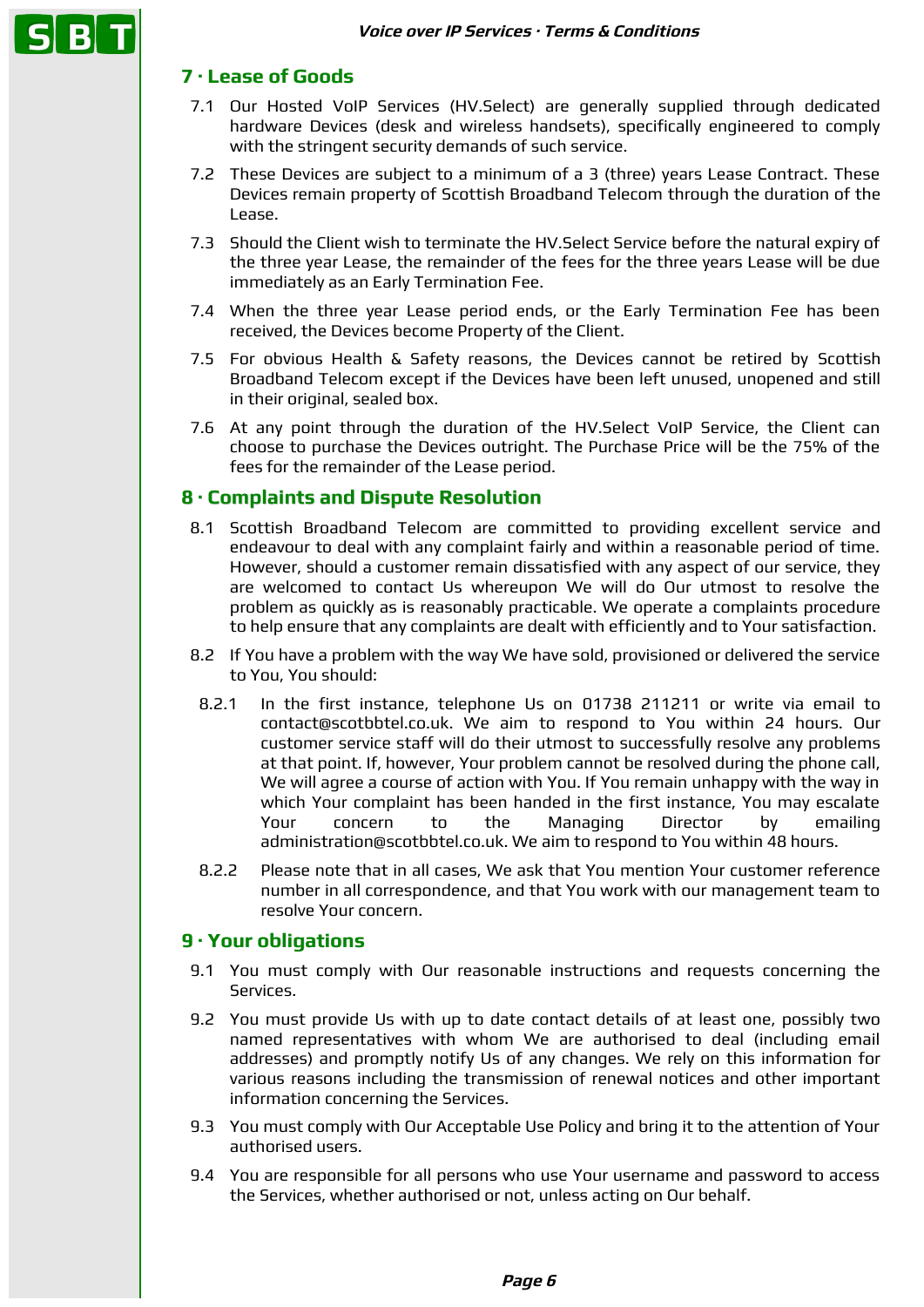## 7 · Lease of Goods

7.1 Our Hosted VoIP Services (HV.Select) are generally supplied through dedicated hardware Devices (desk and wireless handsets), specifically engineered to comply with the stringent security demands of such service.

7.2 These Devices are subject to a minimum of a 3 (three) years Lease Contract. These Devices remain property of Scottish Broadband Telecom through the duration of the Lease.

7.3 Should the Client wish to terminate the HV.Select Service before the natural expiry of the three year Lease, the remainder of the fees for the three years Lease will be due immediately as an Early Termination Fee.

7.4 When the three year Lease period ends, or the Early Termination Fee has been received, the Devices become Property of the Client.

7.5 For obvious Health & Safety reasons, the Devices cannot be retired by Scottish Broadband Telecom except if the Devices have been left unused, unopened and still in their original, sealed box.

7.6 At any point through the duration of the HV.Select VoIP Service, the Client can choose to purchase the Devices outright. The Purchase Price will be the 75% of the fees for the remainder of the Lease period.

## 8 · Complaints and Dispute Resolution

8.1 Scottish Broadband Telecom are committed to providing excellent service and endeavour to deal with any complaint fairly and within a reasonable period of time. However, should a customer remain dissatisfied with any aspect of our service, they are welcomed to contact Us whereupon We will do Our utmost to resolve the problem as quickly as is reasonably practicable. We operate a complaints procedure to help ensure that any complaints are dealt with efficiently and to Your satisfaction.

8.2 If You have a problem with the way We have sold, provisioned or delivered the service to You, You should:

8.2.1 In the first instance, telephone Us on 01738 211211 or write via email to contact@scotbbtel.co.uk. We aim to respond to You within 24 hours. Our customer service staff will do their utmost to successfully resolve any problems at that point. If, however, Your problem cannot be resolved during the phone call, We will agree a course of action with You. If You remain unhappy with the way in which Your complaint has been handed in the first instance, You may escalate Your concern to the Managing Director by emailing administration@scotbbtel.co.uk. We aim to respond to You within 48 hours.

8.2.2 Please note that in all cases, We ask that You mention Your customer reference number in all correspondence, and that You work with our management team to resolve Your concern.

## 9 · Your obligations

9.1 You must comply with Our reasonable instructions and requests concerning the Services.

9.2 You must provide Us with up to date contact details of at least one, possibly two named representatives with whom We are authorised to deal (including email addresses) and promptly notify Us of any changes. We rely on this information for various reasons including the transmission of renewal notices and other important information concerning the Services.

9.3 You must comply with Our Acceptable Use Policy and bring it to the attention of Your authorised users.

9.4 You are responsible for all persons who use Your username and password to access the Services, whether authorised or not, unless acting on Our behalf.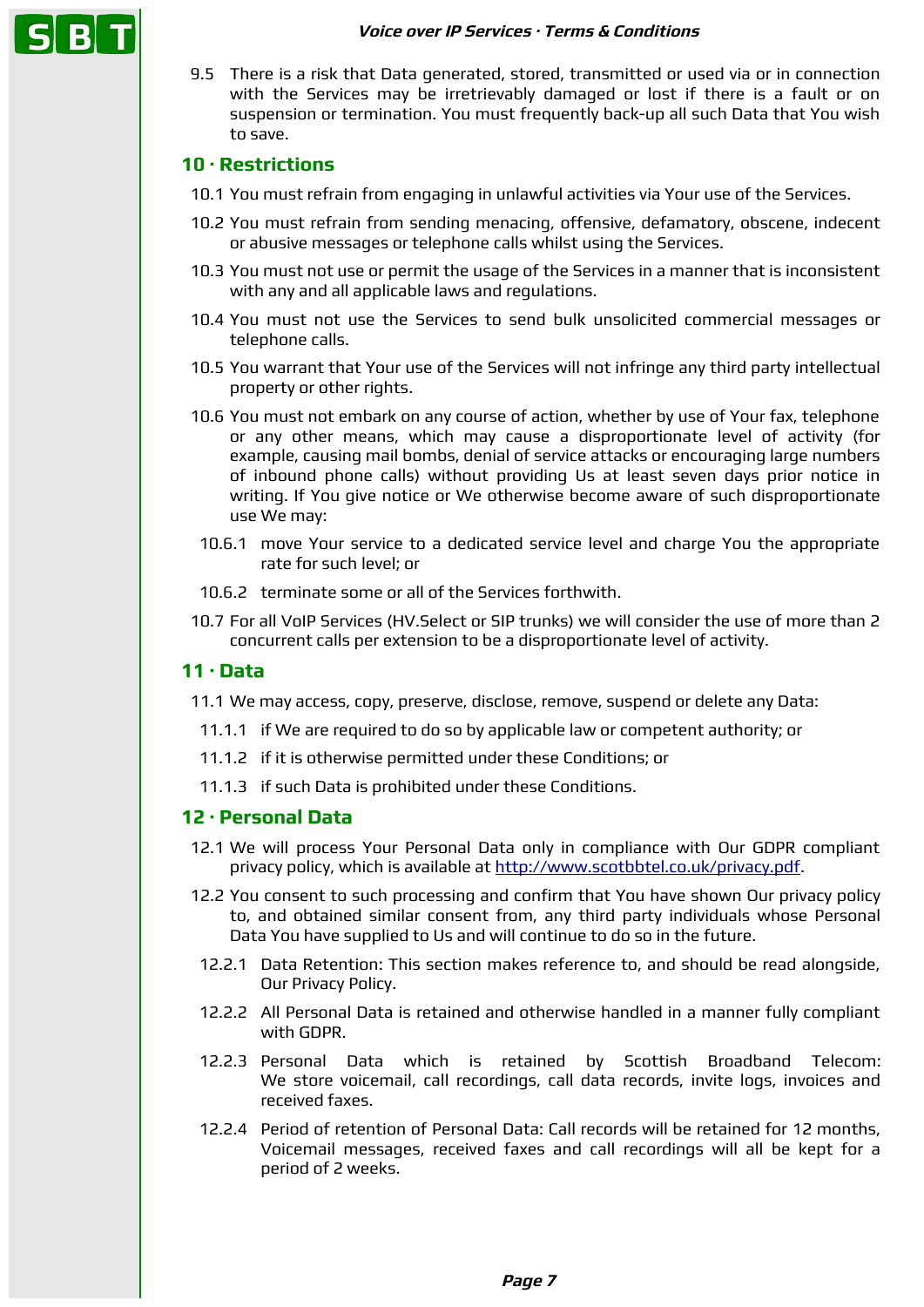9.5 There is a risk that Data generated, stored, transmitted or used via or in connection with the Services may be irretrievably damaged or lost if there is a fault or on suspension or termination. You must frequently back-up all such Data that You wish to save.

## 10 · Restrictions

10.1 You must refrain from engaging in unlawful activities via Your use of the Services.

10.2 You must refrain from sending menacing, offensive, defamatory, obscene, indecent or abusive messages or telephone calls whilst using the Services.

10.3 You must not use or permit the usage of the Services in a manner that is inconsistent with any and all applicable laws and regulations.

10.4 You must not use the Services to send bulk unsolicited commercial messages or telephone calls.

10.5 You warrant that Your use of the Services will not infringe any third party intellectual property or other rights.

10.6 You must not embark on any course of action, whether by use of Your fax, telephone or any other means, which may cause a disproportionate level of activity (for example, causing mail bombs, denial of service attacks or encouraging large numbers of inbound phone calls) without providing Us at least seven days prior notice in writing. If You give notice or We otherwise become aware of such disproportionate use We may:

10.6.1 move Your service to a dedicated service level and charge You the appropriate rate for such level; or

10.6.2 terminate some or all of the Services forthwith.

10.7 For all VoIP Services (HV.Select or SIP trunks) we will consider the use of more than 2 concurrent calls per extension to be a disproportionate level of activity.

## 11 · Data

11.1 We may access, copy, preserve, disclose, remove, suspend or delete any Data:

11.1.1 if We are required to do so by applicable law or competent authority; or

11.1.2 if it is otherwise permitted under these Conditions; or

11.1.3 if such Data is prohibited under these Conditions.

## 12 · Personal Data

12.1 We will process Your Personal Data only in compliance with Our GDPR compliant privacy policy, which is available at http://www.scotbbtel.co.uk/privacy.pdf.

12.2 You consent to such processing and confirm that You have shown Our privacy policy to, and obtained similar consent from, any third party individuals whose Personal Data You have supplied to Us and will continue to do so in the future.

12.2.1 Data Retention: This section makes reference to, and should be read alongside, Our Privacy Policy.

12.2.2 All Personal Data is retained and otherwise handled in a manner fully compliant with GDPR.

12.2.3 Personal Data which is retained by Scottish Broadband Telecom: We store voicemail, call recordings, call data records, invite logs, invoices and received faxes.

12.2.4 Period of retention of Personal Data: Call records will be retained for 12 months, Voicemail messages, received faxes and call recordings will all be kept for a period of 2 weeks.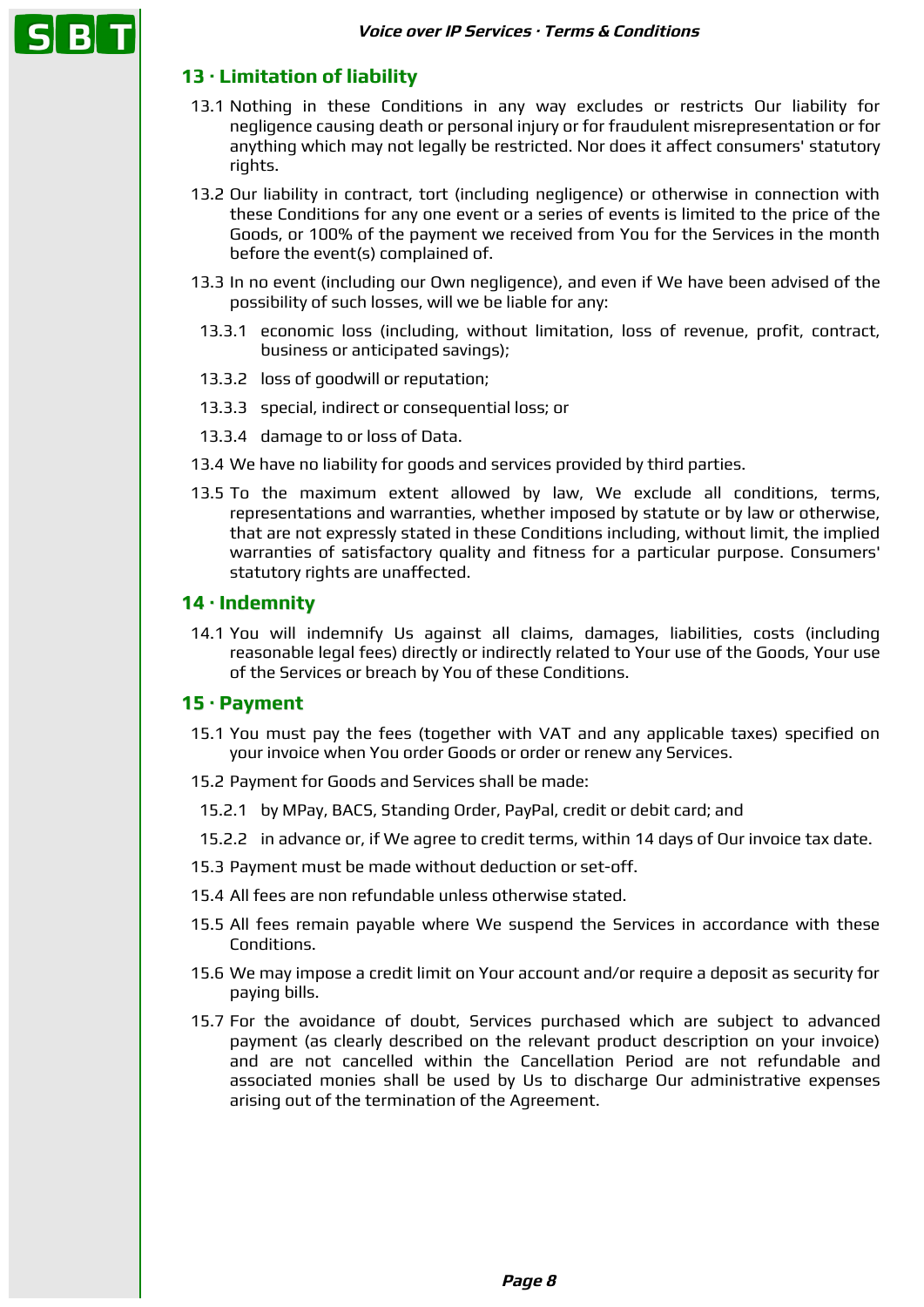## 13 · Limitation of liability

13.1 Nothing in these Conditions in any way excludes or restricts Our liability for negligence causing death or personal injury or for fraudulent misrepresentation or for anything which may not legally be restricted. Nor does it affect consumers' statutory rights.

13.2 Our liability in contract, tort (including negligence) or otherwise in connection with these Conditions for any one event or a series of events is limited to the price of the Goods, or 100% of the payment we received from You for the Services in the month before the event(s) complained of.

13.3 In no event (including our Own negligence), and even if We have been advised of the possibility of such losses, will we be liable for any:

13.3.1 economic loss (including, without limitation, loss of revenue, profit, contract, business or anticipated savings);

13.3.2 loss of goodwill or reputation;

13.3.3 special, indirect or consequential loss; or

13.3.4 damage to or loss of Data.

13.4 We have no liability for goods and services provided by third parties.

13.5 To the maximum extent allowed by law, We exclude all conditions, terms, representations and warranties, whether imposed by statute or by law or otherwise, that are not expressly stated in these Conditions including, without limit, the implied warranties of satisfactory quality and fitness for a particular purpose. Consumers' statutory rights are unaffected.

## 14 · Indemnity

14.1 You will indemnify Us against all claims, damages, liabilities, costs (including reasonable legal fees) directly or indirectly related to Your use of the Goods, Your use of the Services or breach by You of these Conditions.

## 15 · Payment

15.1 You must pay the fees (together with VAT and any applicable taxes) specified on your invoice when You order Goods or order or renew any Services.

15.2 Payment for Goods and Services shall be made:

15.2.1 by MPay, BACS, Standing Order, PayPal, credit or debit card; and

15.2.2 in advance or, if We agree to credit terms, within 14 days of Our invoice tax date.

15.3 Payment must be made without deduction or set-off.

15.4 All fees are non refundable unless otherwise stated.

15.5 All fees remain payable where We suspend the Services in accordance with these Conditions.

15.6 We may impose a credit limit on Your account and/or require a deposit as security for paying bills.

15.7 For the avoidance of doubt, Services purchased which are subject to advanced payment (as clearly described on the relevant product description on your invoice) and are not cancelled within the Cancellation Period are not refundable and associated monies shall be used by Us to discharge Our administrative expenses arising out of the termination of the Agreement.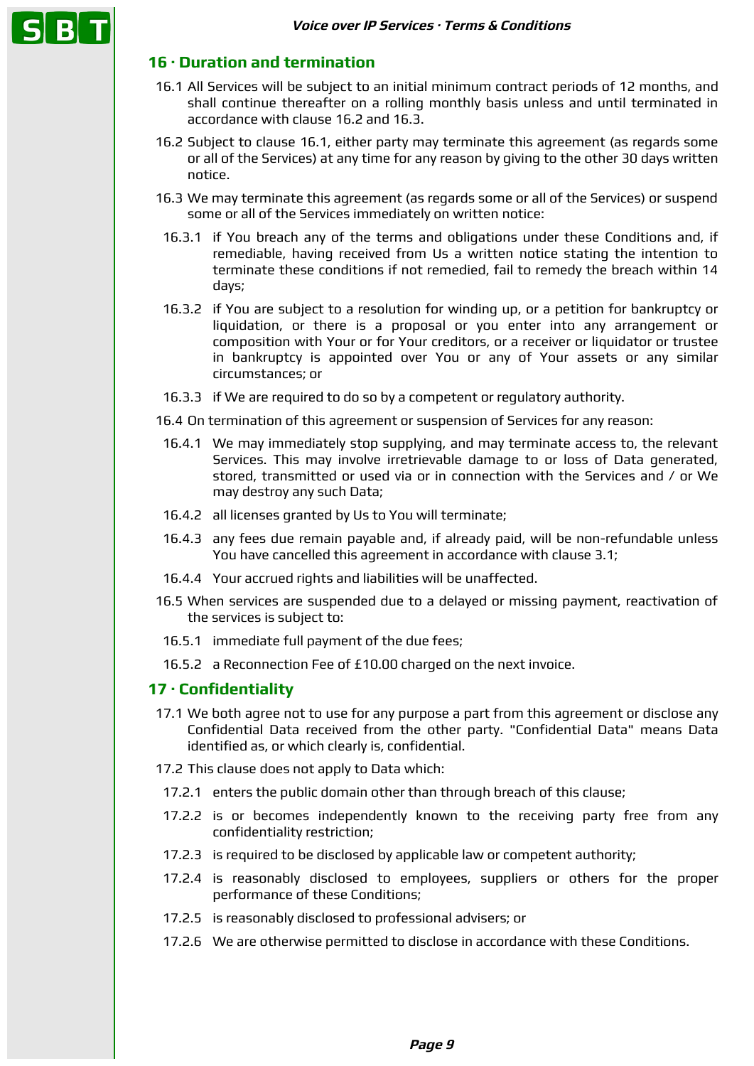## 16 · Duration and termination

16.1 All Services will be subject to an initial minimum contract periods of 12 months, and shall continue thereafter on a rolling monthly basis unless and until terminated in accordance with clause 16.2 and 16.3.

16.2 Subject to clause 16.1, either party may terminate this agreement (as regards some or all of the Services) at any time for any reason by giving to the other 30 days written notice.

16.3 We may terminate this agreement (as regards some or all of the Services) or suspend some or all of the Services immediately on written notice:

- 16.3.1 if You breach any of the terms and obligations under these Conditions and, if remediable, having received from Us a written notice stating the intention to terminate these conditions if not remedied, fail to remedy the breach within 14 days;
- 16.3.2 if You are subject to a resolution for winding up, or a petition for bankruptcy or liquidation, or there is a proposal or you enter into any arrangement or composition with Your or for Your creditors, or a receiver or liquidator or trustee in bankruptcy is appointed over You or any of Your assets or any similar circumstances; or
- 16.3.3 if We are required to do so by a competent or regulatory authority.

16.4 On termination of this agreement or suspension of Services for any reason:

- 16.4.1 We may immediately stop supplying, and may terminate access to, the relevant Services. This may involve irretrievable damage to or loss of Data generated, stored, transmitted or used via or in connection with the Services and / or We may destroy any such Data;
- 16.4.2 all licenses granted by Us to You will terminate;
- 16.4.3 any fees due remain payable and, if already paid, will be non-refundable unless You have cancelled this agreement in accordance with clause 3.1;
- 16.4.4 Your accrued rights and liabilities will be unaffected.

16.5 When services are suspended due to a delayed or missing payment, reactivation of the services is subject to:

- 16.5.1 immediate full payment of the due fees;
- 16.5.2 a Reconnection Fee of £10.00 charged on the next invoice.

## 17 · Confidentiality

17.1 We both agree not to use for any purpose a part from this agreement or disclose any Confidential Data received from the other party. "Confidential Data" means Data identified as, or which clearly is, confidential.

17.2 This clause does not apply to Data which:

- 17.2.1 enters the public domain other than through breach of this clause;
- 17.2.2 is or becomes independently known to the receiving party free from any confidentiality restriction;
- 17.2.3 is required to be disclosed by applicable law or competent authority;
- 17.2.4 is reasonably disclosed to employees, suppliers or others for the proper performance of these Conditions;
- 17.2.5 is reasonably disclosed to professional advisers; or
- 17.2.6 We are otherwise permitted to disclose in accordance with these Conditions.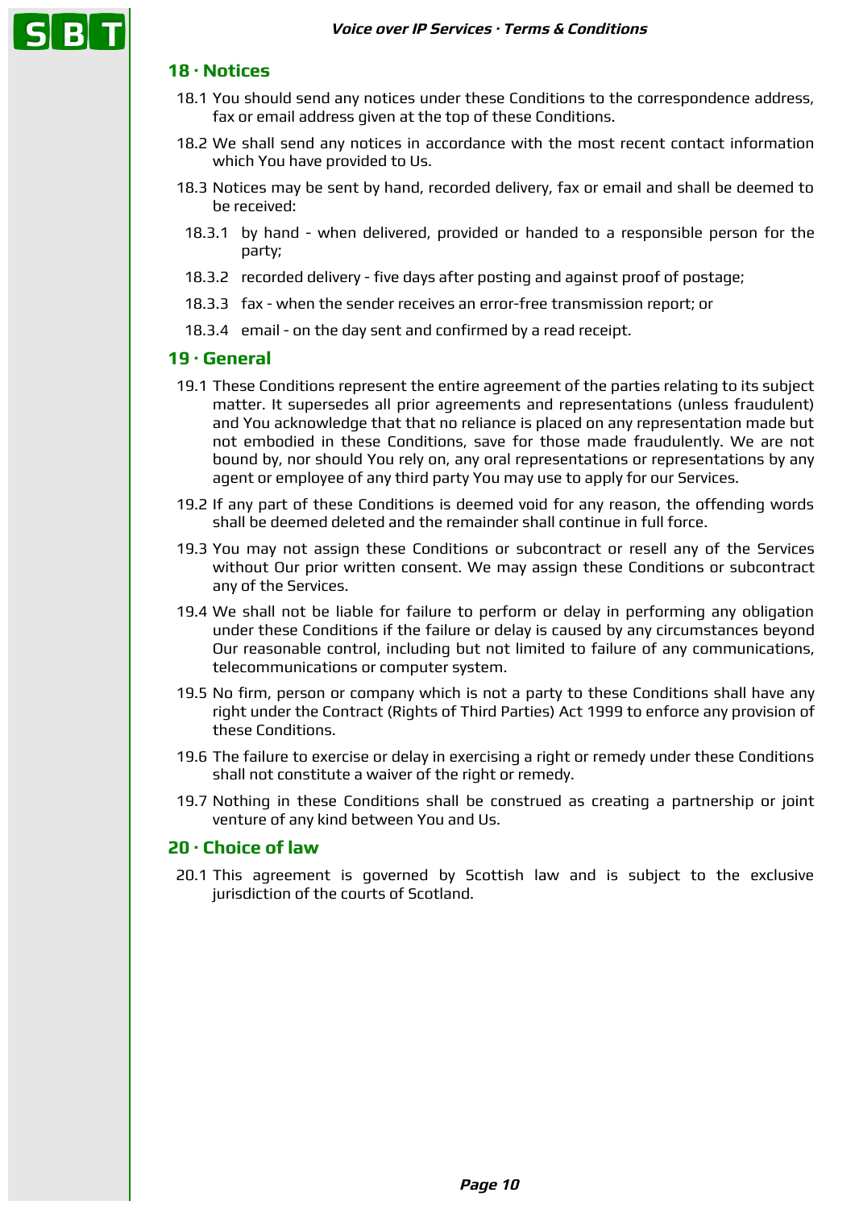## 18 · Notices

18.1 You should send any notices under these Conditions to the correspondence address, fax or email address given at the top of these Conditions.

18.2 We shall send any notices in accordance with the most recent contact information which You have provided to Us.

18.3 Notices may be sent by hand, recorded delivery, fax or email and shall be deemed to be received:

18.3.1 by hand - when delivered, provided or handed to a responsible person for the party;

18.3.2 recorded delivery - five days after posting and against proof of postage;

18.3.3 fax - when the sender receives an error-free transmission report; or

18.3.4 email - on the day sent and confirmed by a read receipt.

## 19 · General

19.1 These Conditions represent the entire agreement of the parties relating to its subject matter. It supersedes all prior agreements and representations (unless fraudulent) and You acknowledge that that no reliance is placed on any representation made but not embodied in these Conditions, save for those made fraudulently. We are not bound by, nor should You rely on, any oral representations or representations by any agent or employee of any third party You may use to apply for our Services.

19.2 If any part of these Conditions is deemed void for any reason, the offending words shall be deemed deleted and the remainder shall continue in full force.

19.3 You may not assign these Conditions or subcontract or resell any of the Services without Our prior written consent. We may assign these Conditions or subcontract any of the Services.

19.4 We shall not be liable for failure to perform or delay in performing any obligation under these Conditions if the failure or delay is caused by any circumstances beyond Our reasonable control, including but not limited to failure of any communications, telecommunications or computer system.

19.5 No firm, person or company which is not a party to these Conditions shall have any right under the Contract (Rights of Third Parties) Act 1999 to enforce any provision of these Conditions.

19.6 The failure to exercise or delay in exercising a right or remedy under these Conditions shall not constitute a waiver of the right or remedy.

19.7 Nothing in these Conditions shall be construed as creating a partnership or joint venture of any kind between You and Us.

## 20 · Choice of law

20.1 This agreement is governed by Scottish law and is subject to the exclusive jurisdiction of the courts of Scotland.